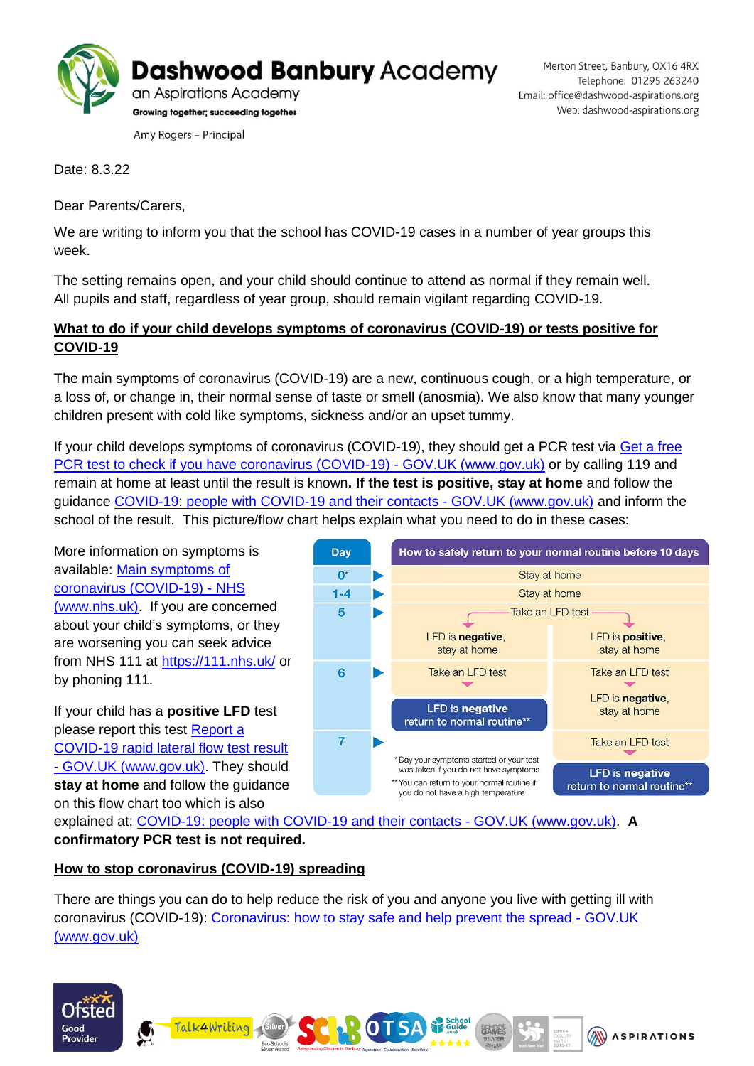# Dashwood Banbury Academy

an Aspirations Academy

**Growing together; succeeding together**

Amy Rogers – Principal

Merton Street, Banbury, OX16 4RX
Telephone: 01295 263240
Email: office@dashwood-aspirations.org
Web: dashwood-aspirations.org

Date: 8.3.22

Dear Parents/Carers,

We are writing to inform you that the school has COVID-19 cases in a number of year groups this week.

The setting remains open, and your child should continue to attend as normal if they remain well. All pupils and staff, regardless of year group, should remain vigilant regarding COVID-19.

**What to do if your child develops symptoms of coronavirus (COVID-19) or tests positive for COVID-19**

The main symptoms of coronavirus (COVID-19) are a new, continuous cough, or a high temperature, or a loss of, or change in, their normal sense of taste or smell (anosmia). We also know that many younger children present with cold like symptoms, sickness and/or an upset tummy.

If your child develops symptoms of coronavirus (COVID-19), they should get a PCR test via Get a free PCR test to check if you have coronavirus (COVID-19) - GOV.UK (www.gov.uk) or by calling 119 and remain at home at least until the result is known**. If the test is positive, stay at home** and follow the guidance COVID-19: people with COVID-19 and their contacts - GOV.UK (www.gov.uk) and inform the school of the result. This picture/flow chart helps explain what you need to do in these cases:

| Day | How to safely return to your normal routine before 10 days | |
|---|---|---|
| 0* | Stay at home | |
| 1-4 | Stay at home | |
| 5 | Take an LFD test | |
| | LFD is **negative**, stay at home | LFD is **positive**, stay at home |
| 6 | Take an LFD test | Take an LFD test |
| | LFD is negative return to normal routine** | LFD is **negative**, stay at home |
| 7 | | Take an LFD test |
| | | LFD is negative return to normal routine** |

\* Day your symptoms started or your test was taken if you do not have symptoms

\*\* You can return to your normal routine if you do not have a high temperature

More information on symptoms is available: Main symptoms of coronavirus (COVID-19) - NHS (www.nhs.uk). If you are concerned about your child's symptoms, or they are worsening you can seek advice from NHS 111 at https://111.nhs.uk/ or by phoning 111.

If your child has a **positive LFD** test please report this test Report a COVID-19 rapid lateral flow test result - GOV.UK (www.gov.uk). They should **stay at home** and follow the guidance on this flow chart too which is also explained at: COVID-19: people with COVID-19 and their contacts - GOV.UK (www.gov.uk). **A confirmatory PCR test is not required.**

**How to stop coronavirus (COVID-19) spreading**

There are things you can do to help reduce the risk of you and anyone you live with getting ill with coronavirus (COVID-19): Coronavirus: how to stay safe and help prevent the spread - GOV.UK (www.gov.uk)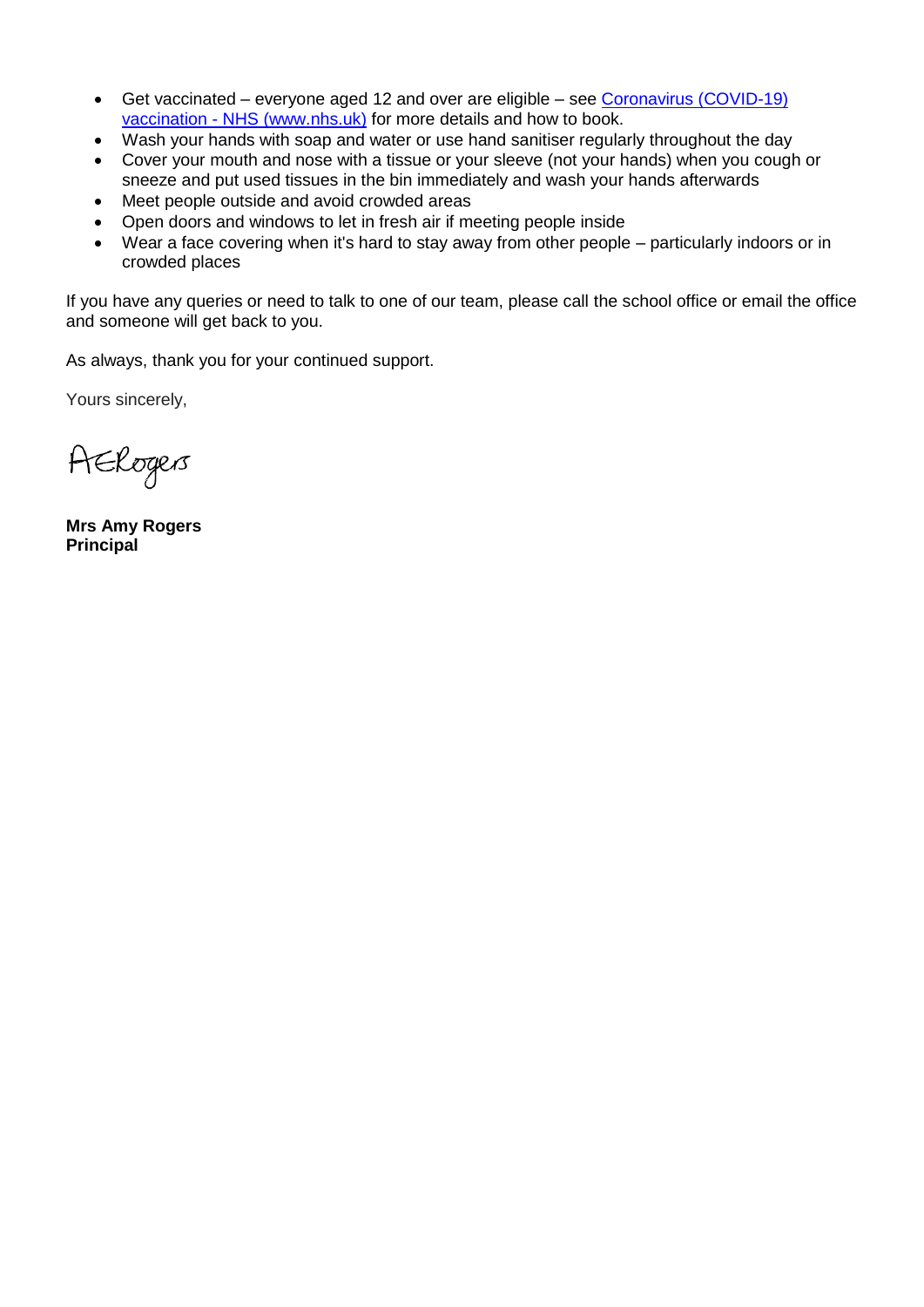- Get vaccinated – everyone aged 12 and over are eligible – see [Coronavirus (COVID-19) vaccination - NHS (www.nhs.uk)](https://www.nhs.uk) for more details and how to book.
- Wash your hands with soap and water or use hand sanitiser regularly throughout the day
- Cover your mouth and nose with a tissue or your sleeve (not your hands) when you cough or sneeze and put used tissues in the bin immediately and wash your hands afterwards
- Meet people outside and avoid crowded areas
- Open doors and windows to let in fresh air if meeting people inside
- Wear a face covering when it's hard to stay away from other people – particularly indoors or in crowded places

If you have any queries or need to talk to one of our team, please call the school office or email the office and someone will get back to you.

As always, thank you for your continued support.

Yours sincerely,

AERogers

**Mrs Amy Rogers**
**Principal**